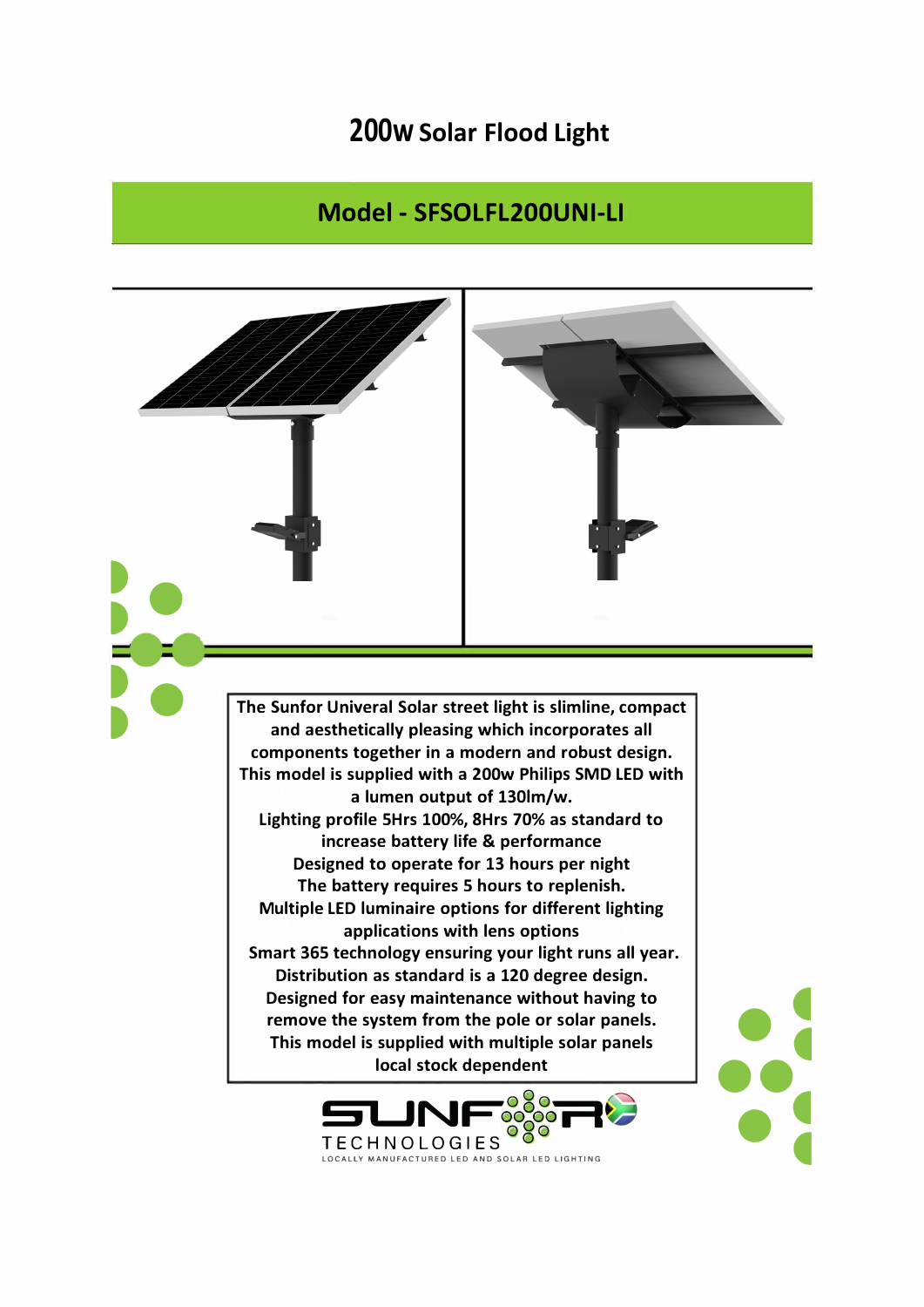# 200w Solar Flood Light

## Model - SFSOLFL200UNI-LI

The Sunfor Univeral Solar street light is slimline, compact and aesthetically pleasing which incorporates all components together in a modern and robust design.
This model is supplied with a 200w Philips SMD LED with a lumen output of 130lm/w.
Lighting profile 5Hrs 100%, 8Hrs 70% as standard to increase battery life & performance
Designed to operate for 13 hours per night
The battery requires 5 hours to replenish.
Multiple LED luminaire options for different lighting applications with lens options
Smart 365 technology ensuring your light runs all year.
Distribution as standard is a 120 degree design.
Designed for easy maintenance without having to remove the system from the pole or solar panels.
This model is supplied with multiple solar panels local stock dependent

SUNFOR TECHNOLOGIES
LOCALLY MANUFACTURED LED AND SOLAR LED LIGHTING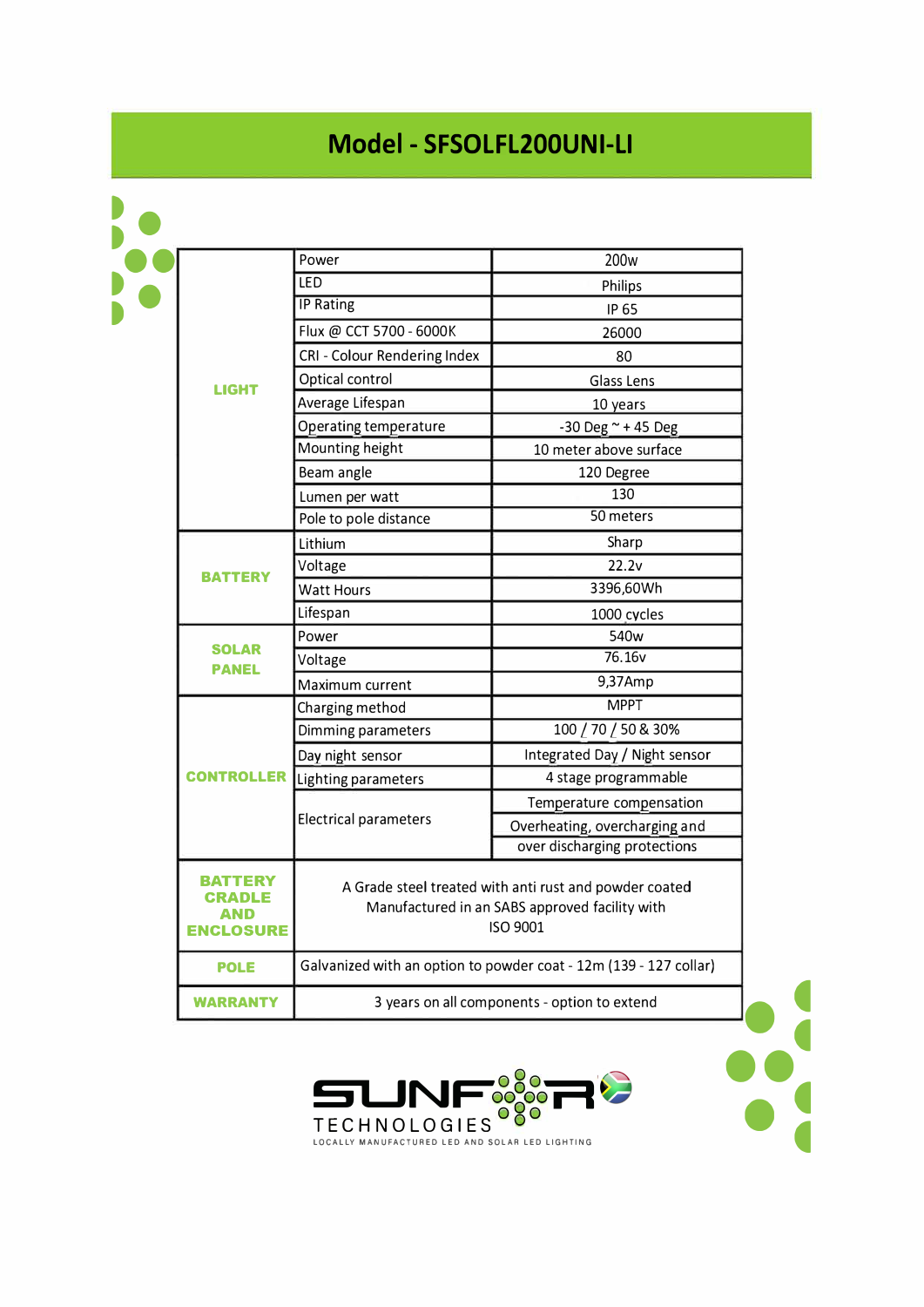# Model - SFSOLFL200UNI-LI

| | | |
|---|---|---|
| **LIGHT** | Power | 200w |
| | LED | Philips |
| | IP Rating | IP 65 |
| | Flux @ CCT 5700 - 6000K | 26000 |
| | CRI - Colour Rendering Index | 80 |
| | Optical control | Glass Lens |
| | Average Lifespan | 10 years |
| | Operating temperature | -30 Deg ~ + 45 Deg |
| | Mounting height | 10 meter above surface |
| | Beam angle | 120 Degree |
| | Lumen per watt | 130 |
| | Pole to pole distance | 50 meters |
| **BATTERY** | Lithium | Sharp |
| | Voltage | 22.2v |
| | Watt Hours | 3396,60Wh |
| | Lifespan | 1000 cycles |
| **SOLAR PANEL** | Power | 540w |
| | Voltage | 76.16v |
| | Maximum current | 9,37Amp |
| **CONTROLLER** | Charging method | MPPT |
| | Dimming parameters | 100 / 70 / 50 & 30% |
| | Day night sensor | Integrated Day / Night sensor |
| | Lighting parameters | 4 stage programmable |
| | Electrical parameters | Temperature compensation |
| | | Overheating, overcharging and over discharging protections |
| **BATTERY CRADLE AND ENCLOSURE** | A Grade steel treated with anti rust and powder coated Manufactured in an SABS approved facility with ISO 9001 | |
| **POLE** | Galvanized with an option to powder coat - 12m (139 - 127 collar) | |
| **WARRANTY** | 3 years on all components - option to extend | |

SUNFOR TECHNOLOGIES

LOCALLY MANUFACTURED LED AND SOLAR LED LIGHTING